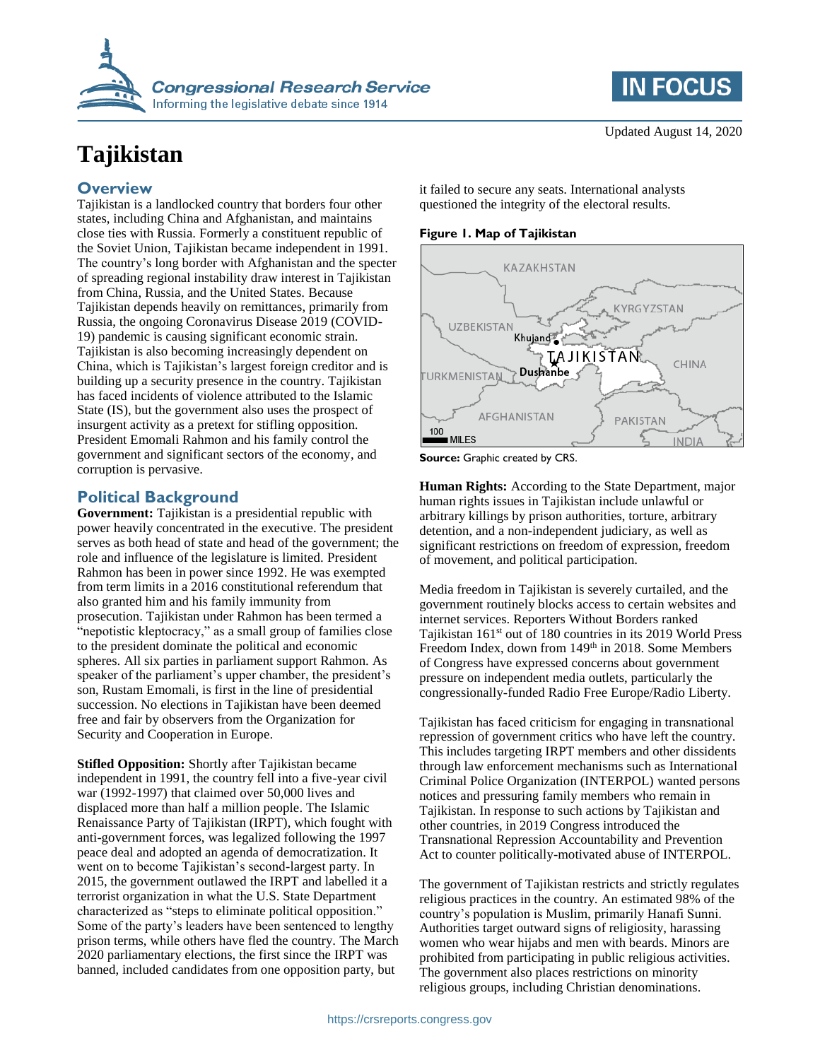Updated August 14, 2020

# Tajikistan

## Overview

Tajikistan is a landlocked country that borders four other states, including China and Afghanistan, and maintains close ties with Russia. Formerly a constituent republic of the Soviet Union, Tajikistan became independent in 1991. The country's long border with Afghanistan and the specter of spreading regional instability draw interest in Tajikistan from China, Russia, and the United States. Because Tajikistan depends heavily on remittances, primarily from Russia, the ongoing Coronavirus Disease 2019 (COVID-19) pandemic is causing significant economic strain. Tajikistan is also becoming increasingly dependent on China, which is Tajikistan's largest foreign creditor and is building up a security presence in the country. Tajikistan has faced incidents of violence attributed to the Islamic State (IS), but the government also uses the prospect of insurgent activity as a pretext for stifling opposition. President Emomali Rahmon and his family control the government and significant sectors of the economy, and corruption is pervasive.

## Political Background

**Government:** Tajikistan is a presidential republic with power heavily concentrated in the executive. The president serves as both head of state and head of the government; the role and influence of the legislature is limited. President Rahmon has been in power since 1992. He was exempted from term limits in a 2016 constitutional referendum that also granted him and his family immunity from prosecution. Tajikistan under Rahmon has been termed a "nepotistic kleptocracy," as a small group of families close to the president dominate the political and economic spheres. All six parties in parliament support Rahmon. As speaker of the parliament's upper chamber, the president's son, Rustam Emomali, is first in the line of presidential succession. No elections in Tajikistan have been deemed free and fair by observers from the Organization for Security and Cooperation in Europe.

**Stifled Opposition:** Shortly after Tajikistan became independent in 1991, the country fell into a five-year civil war (1992-1997) that claimed over 50,000 lives and displaced more than half a million people. The Islamic Renaissance Party of Tajikistan (IRPT), which fought with anti-government forces, was legalized following the 1997 peace deal and adopted an agenda of democratization. It went on to become Tajikistan's second-largest party. In 2015, the government outlawed the IRPT and labelled it a terrorist organization in what the U.S. State Department characterized as "steps to eliminate political opposition." Some of the party's leaders have been sentenced to lengthy prison terms, while others have fled the country. The March 2020 parliamentary elections, the first since the IRPT was banned, included candidates from one opposition party, but it failed to secure any seats. International analysts questioned the integrity of the electoral results.

**Figure 1. Map of Tajikistan**

KAZAKHSTAN, KYRGYZSTAN, UZBEKISTAN, Khujand, TAJIKISTAN, Dushanbe, CHINA, TURKMENISTAN, AFGHANISTAN, PAKISTAN, INDIA, 100 MILES

**Source:** Graphic created by CRS.

**Human Rights:** According to the State Department, major human rights issues in Tajikistan include unlawful or arbitrary killings by prison authorities, torture, arbitrary detention, and a non-independent judiciary, as well as significant restrictions on freedom of expression, freedom of movement, and political participation.

Media freedom in Tajikistan is severely curtailed, and the government routinely blocks access to certain websites and internet services. Reporters Without Borders ranked Tajikistan 161st out of 180 countries in its 2019 World Press Freedom Index, down from 149th in 2018. Some Members of Congress have expressed concerns about government pressure on independent media outlets, particularly the congressionally-funded Radio Free Europe/Radio Liberty.

Tajikistan has faced criticism for engaging in transnational repression of government critics who have left the country. This includes targeting IRPT members and other dissidents through law enforcement mechanisms such as International Criminal Police Organization (INTERPOL) wanted persons notices and pressuring family members who remain in Tajikistan. In response to such actions by Tajikistan and other countries, in 2019 Congress introduced the Transnational Repression Accountability and Prevention Act to counter politically-motivated abuse of INTERPOL.

The government of Tajikistan restricts and strictly regulates religious practices in the country. An estimated 98% of the country's population is Muslim, primarily Hanafi Sunni. Authorities target outward signs of religiosity, harassing women who wear hijabs and men with beards. Minors are prohibited from participating in public religious activities. The government also places restrictions on minority religious groups, including Christian denominations.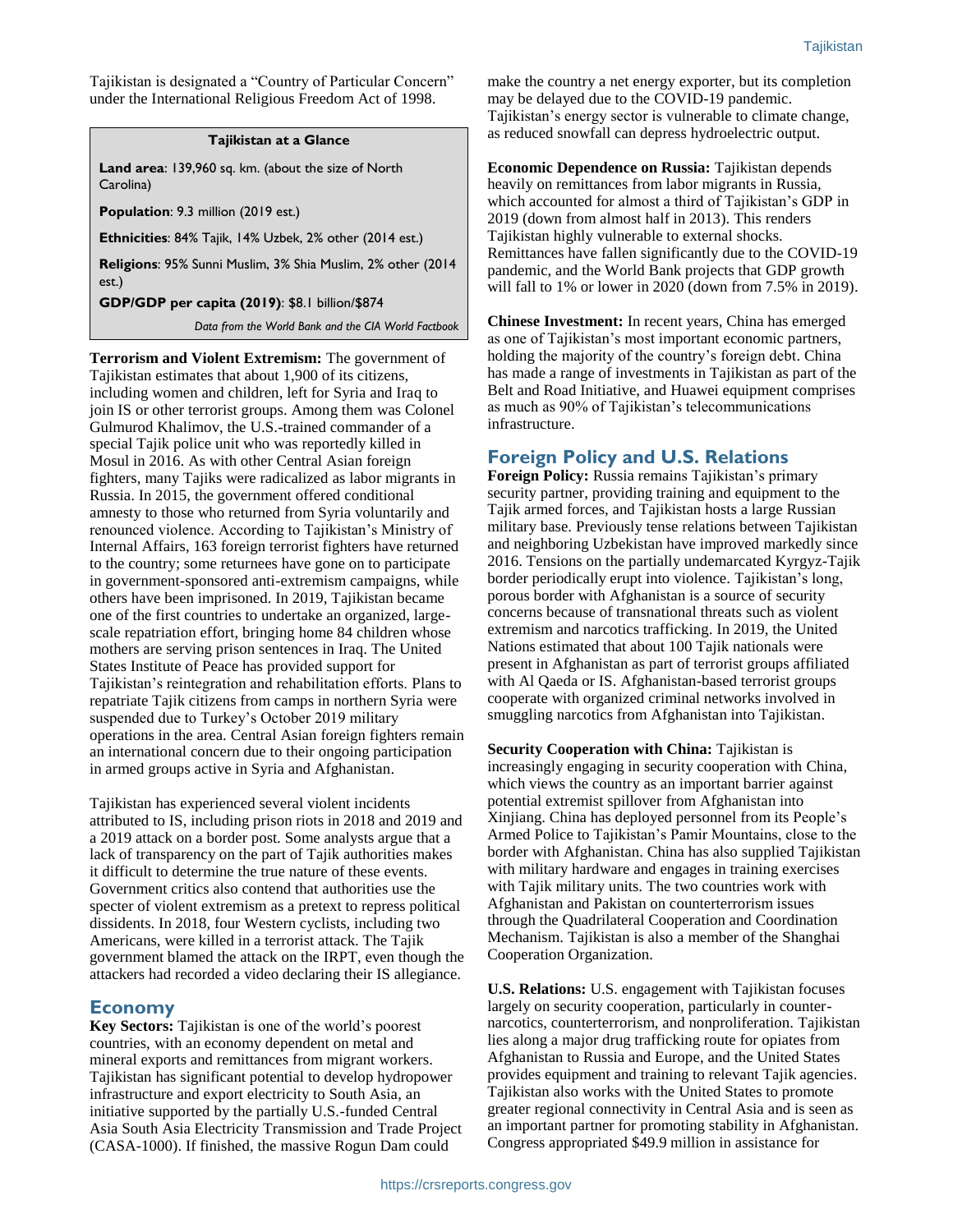Tajikistan is designated a "Country of Particular Concern" under the International Religious Freedom Act of 1998.

| Tajikistan at a Glance |
|---|
| **Land area**: 139,960 sq. km. (about the size of North Carolina) |
| **Population**: 9.3 million (2019 est.) |
| **Ethnicities**: 84% Tajik, 14% Uzbek, 2% other (2014 est.) |
| **Religions**: 95% Sunni Muslim, 3% Shia Muslim, 2% other (2014 est.) |
| **GDP/GDP per capita (2019)**: $8.1 billion/$874 |
| *Data from the World Bank and the CIA World Factbook* |

**Terrorism and Violent Extremism:** The government of Tajikistan estimates that about 1,900 of its citizens, including women and children, left for Syria and Iraq to join IS or other terrorist groups. Among them was Colonel Gulmurod Khalimov, the U.S.-trained commander of a special Tajik police unit who was reportedly killed in Mosul in 2016. As with other Central Asian foreign fighters, many Tajiks were radicalized as labor migrants in Russia. In 2015, the government offered conditional amnesty to those who returned from Syria voluntarily and renounced violence. According to Tajikistan's Ministry of Internal Affairs, 163 foreign terrorist fighters have returned to the country; some returnees have gone on to participate in government-sponsored anti-extremism campaigns, while others have been imprisoned. In 2019, Tajikistan became one of the first countries to undertake an organized, large-scale repatriation effort, bringing home 84 children whose mothers are serving prison sentences in Iraq. The United States Institute of Peace has provided support for Tajikistan's reintegration and rehabilitation efforts. Plans to repatriate Tajik citizens from camps in northern Syria were suspended due to Turkey's October 2019 military operations in the area. Central Asian foreign fighters remain an international concern due to their ongoing participation in armed groups active in Syria and Afghanistan.

Tajikistan has experienced several violent incidents attributed to IS, including prison riots in 2018 and 2019 and a 2019 attack on a border post. Some analysts argue that a lack of transparency on the part of Tajik authorities makes it difficult to determine the true nature of these events. Government critics also contend that authorities use the specter of violent extremism as a pretext to repress political dissidents. In 2018, four Western cyclists, including two Americans, were killed in a terrorist attack. The Tajik government blamed the attack on the IRPT, even though the attackers had recorded a video declaring their IS allegiance.

## Economy

**Key Sectors:** Tajikistan is one of the world's poorest countries, with an economy dependent on metal and mineral exports and remittances from migrant workers. Tajikistan has significant potential to develop hydropower infrastructure and export electricity to South Asia, an initiative supported by the partially U.S.-funded Central Asia South Asia Electricity Transmission and Trade Project (CASA-1000). If finished, the massive Rogun Dam could make the country a net energy exporter, but its completion may be delayed due to the COVID-19 pandemic. Tajikistan's energy sector is vulnerable to climate change, as reduced snowfall can depress hydroelectric output.

**Economic Dependence on Russia:** Tajikistan depends heavily on remittances from labor migrants in Russia, which accounted for almost a third of Tajikistan's GDP in 2019 (down from almost half in 2013). This renders Tajikistan highly vulnerable to external shocks. Remittances have fallen significantly due to the COVID-19 pandemic, and the World Bank projects that GDP growth will fall to 1% or lower in 2020 (down from 7.5% in 2019).

**Chinese Investment:** In recent years, China has emerged as one of Tajikistan's most important economic partners, holding the majority of the country's foreign debt. China has made a range of investments in Tajikistan as part of the Belt and Road Initiative, and Huawei equipment comprises as much as 90% of Tajikistan's telecommunications infrastructure.

## Foreign Policy and U.S. Relations

**Foreign Policy:** Russia remains Tajikistan's primary security partner, providing training and equipment to the Tajik armed forces, and Tajikistan hosts a large Russian military base. Previously tense relations between Tajikistan and neighboring Uzbekistan have improved markedly since 2016. Tensions on the partially undemarcated Kyrgyz-Tajik border periodically erupt into violence. Tajikistan's long, porous border with Afghanistan is a source of security concerns because of transnational threats such as violent extremism and narcotics trafficking. In 2019, the United Nations estimated that about 100 Tajik nationals were present in Afghanistan as part of terrorist groups affiliated with Al Qaeda or IS. Afghanistan-based terrorist groups cooperate with organized criminal networks involved in smuggling narcotics from Afghanistan into Tajikistan.

**Security Cooperation with China:** Tajikistan is increasingly engaging in security cooperation with China, which views the country as an important barrier against potential extremist spillover from Afghanistan into Xinjiang. China has deployed personnel from its People's Armed Police to Tajikistan's Pamir Mountains, close to the border with Afghanistan. China has also supplied Tajikistan with military hardware and engages in training exercises with Tajik military units. The two countries work with Afghanistan and Pakistan on counterterrorism issues through the Quadrilateral Cooperation and Coordination Mechanism. Tajikistan is also a member of the Shanghai Cooperation Organization.

**U.S. Relations:** U.S. engagement with Tajikistan focuses largely on security cooperation, particularly in counter-narcotics, counterterrorism, and nonproliferation. Tajikistan lies along a major drug trafficking route for opiates from Afghanistan to Russia and Europe, and the United States provides equipment and training to relevant Tajik agencies. Tajikistan also works with the United States to promote greater regional connectivity in Central Asia and is seen as an important partner for promoting stability in Afghanistan. Congress appropriated $49.9 million in assistance for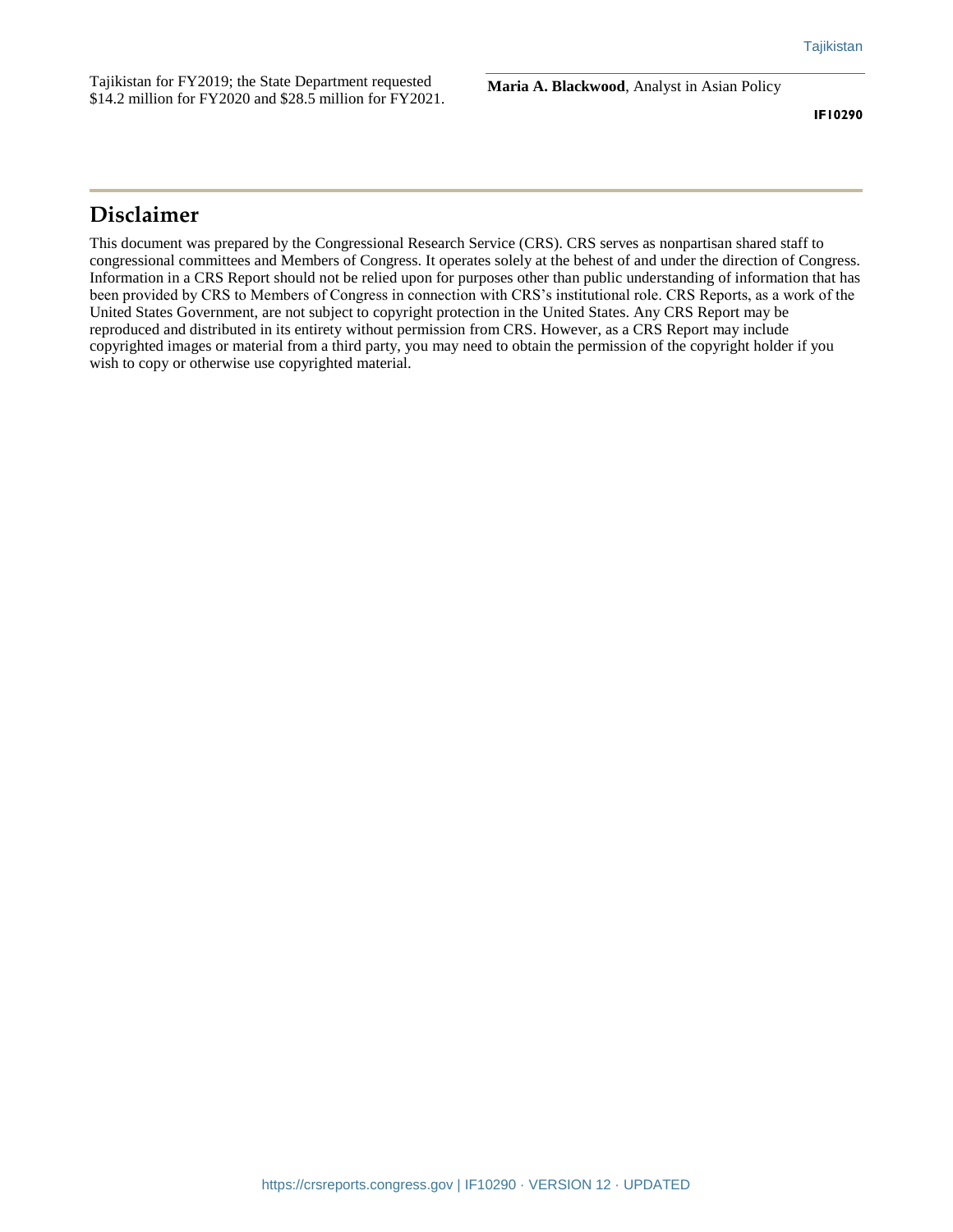Tajikistan for FY2019; the State Department requested $14.2 million for FY2020 and $28.5 million for FY2021.

**Maria A. Blackwood**, Analyst in Asian Policy

IF10290

## Disclaimer

This document was prepared by the Congressional Research Service (CRS). CRS serves as nonpartisan shared staff to congressional committees and Members of Congress. It operates solely at the behest of and under the direction of Congress. Information in a CRS Report should not be relied upon for purposes other than public understanding of information that has been provided by CRS to Members of Congress in connection with CRS's institutional role. CRS Reports, as a work of the United States Government, are not subject to copyright protection in the United States. Any CRS Report may be reproduced and distributed in its entirety without permission from CRS. However, as a CRS Report may include copyrighted images or material from a third party, you may need to obtain the permission of the copyright holder if you wish to copy or otherwise use copyrighted material.